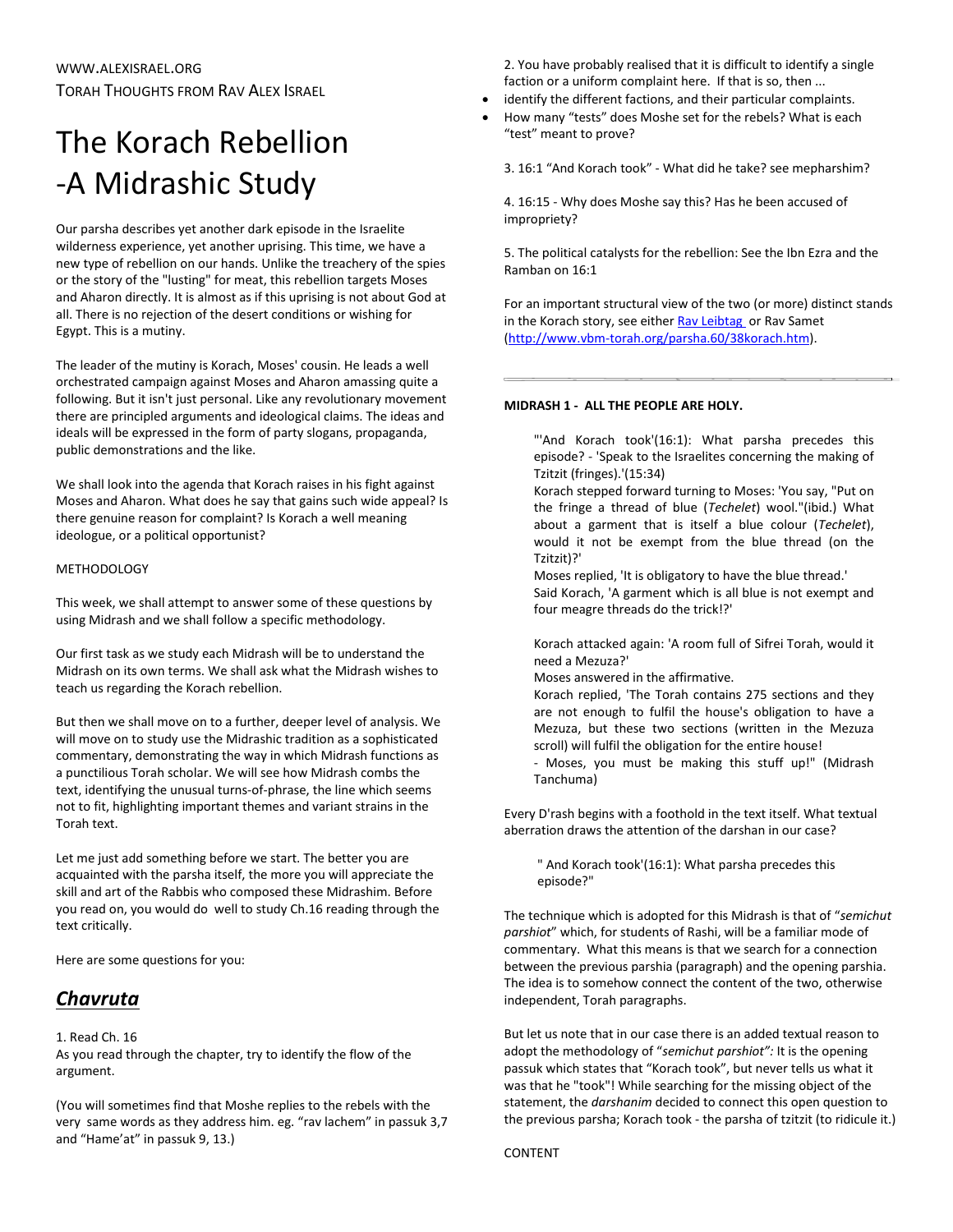WWW.ALEXISRAEL.ORG

TORAH THOUGHTS FROM RAV ALEX ISRAEL

# The Korach Rebellion -A Midrashic Study

Our parsha describes yet another dark episode in the Israelite wilderness experience, yet another uprising. This time, we have a new type of rebellion on our hands. Unlike the treachery of the spies or the story of the "lusting" for meat, this rebellion targets Moses and Aharon directly. It is almost as if this uprising is not about God at all. There is no rejection of the desert conditions or wishing for Egypt. This is a mutiny.

The leader of the mutiny is Korach, Moses' cousin. He leads a well orchestrated campaign against Moses and Aharon amassing quite a following. But it isn't just personal. Like any revolutionary movement there are principled arguments and ideological claims. The ideas and ideals will be expressed in the form of party slogans, propaganda, public demonstrations and the like.

We shall look into the agenda that Korach raises in his fight against Moses and Aharon. What does he say that gains such wide appeal? Is there genuine reason for complaint? Is Korach a well meaning ideologue, or a political opportunist?

METHODOLOGY

This week, we shall attempt to answer some of these questions by using Midrash and we shall follow a specific methodology.

Our first task as we study each Midrash will be to understand the Midrash on its own terms. We shall ask what the Midrash wishes to teach us regarding the Korach rebellion.

But then we shall move on to a further, deeper level of analysis. We will move on to study use the Midrashic tradition as a sophisticated commentary, demonstrating the way in which Midrash functions as a punctilious Torah scholar. We will see how Midrash combs the text, identifying the unusual turns-of-phrase, the line which seems not to fit, highlighting important themes and variant strains in the Torah text.

Let me just add something before we start. The better you are acquainted with the parsha itself, the more you will appreciate the skill and art of the Rabbis who composed these Midrashim. Before you read on, you would do well to study Ch.16 reading through the text critically.

Here are some questions for you:

## *Chavruta*

1. Read Ch. 16
As you read through the chapter, try to identify the flow of the argument.

(You will sometimes find that Moshe replies to the rebels with the very same words as they address him. eg. "rav lachem" in passuk 3,7 and "Hame'at" in passuk 9, 13.)

2. You have probably realised that it is difficult to identify a single faction or a uniform complaint here. If that is so, then ...

- identify the different factions, and their particular complaints.
- How many "tests" does Moshe set for the rebels? What is each "test" meant to prove?

3. 16:1 "And Korach took" - What did he take? see mepharshim?

4. 16:15 - Why does Moshe say this? Has he been accused of impropriety?

5. The political catalysts for the rebellion: See the Ibn Ezra and the Ramban on 16:1

For an important structural view of the two (or more) distinct stands in the Korach story, see either Rav Leibtag or Rav Samet (http://www.vbm-torah.org/parsha.60/38korach.htm).

---

**MIDRASH 1 - ALL THE PEOPLE ARE HOLY.**

> "'And Korach took'(16:1): What parsha precedes this episode? - 'Speak to the Israelites concerning the making of Tzitzit (fringes).'(15:34)
> Korach stepped forward turning to Moses: 'You say, "Put on the fringe a thread of blue (*Techelet*) wool."(ibid.) What about a garment that is itself a blue colour (*Techelet*), would it not be exempt from the blue thread (on the Tzitzit)?'
> Moses replied, 'It is obligatory to have the blue thread.'
> Said Korach, 'A garment which is all blue is not exempt and four meagre threads do the trick!?'
>
> Korach attacked again: 'A room full of Sifrei Torah, would it need a Mezuza?'
> Moses answered in the affirmative.
> Korach replied, 'The Torah contains 275 sections and they are not enough to fulfil the house's obligation to have a Mezuza, but these two sections (written in the Mezuza scroll) will fulfil the obligation for the entire house!
> - Moses, you must be making this stuff up!" (Midrash Tanchuma)

Every D'rash begins with a foothold in the text itself. What textual aberration draws the attention of the darshan in our case?

> " And Korach took'(16:1): What parsha precedes this episode?"

The technique which is adopted for this Midrash is that of "*semichut parshiot*" which, for students of Rashi, will be a familiar mode of commentary. What this means is that we search for a connection between the previous parshia (paragraph) and the opening parshia. The idea is to somehow connect the content of the two, otherwise independent, Torah paragraphs.

But let us note that in our case there is an added textual reason to adopt the methodology of "*semichut parshiot":* It is the opening passuk which states that "Korach took", but never tells us what it was that he "took"! While searching for the missing object of the statement, the *darshanim* decided to connect this open question to the previous parsha; Korach took - the parsha of tzitzit (to ridicule it.)

CONTENT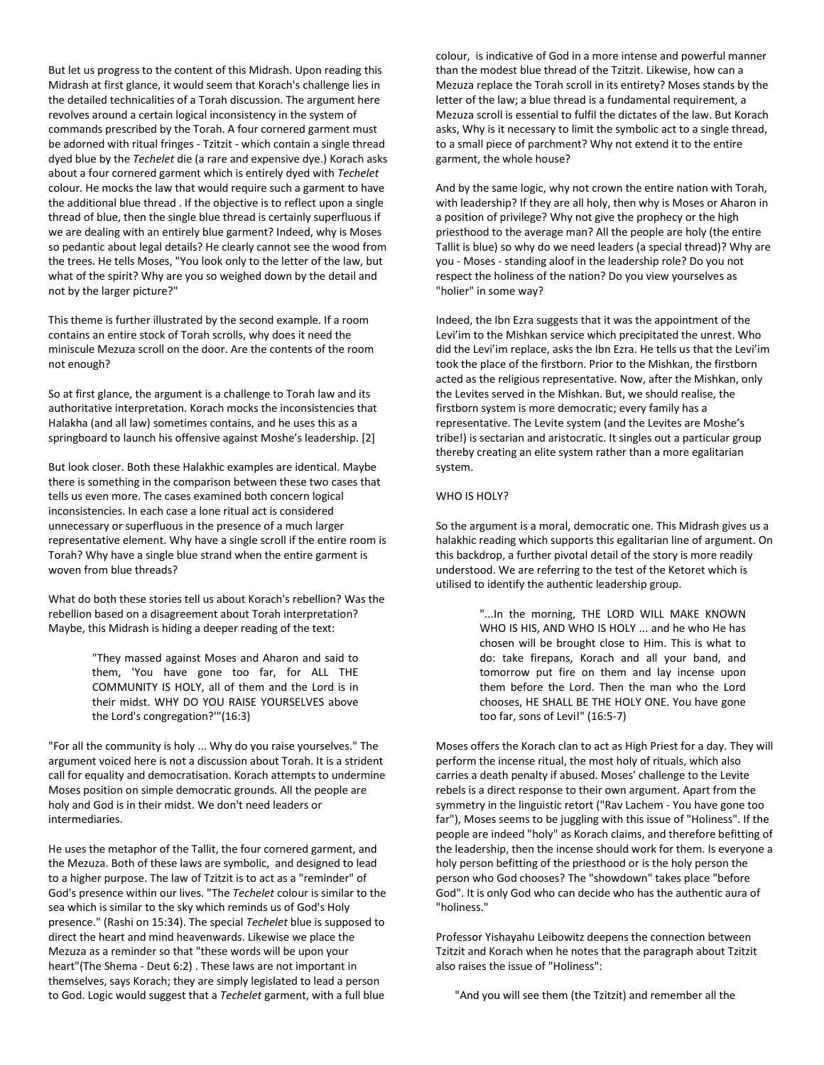But let us progress to the content of this Midrash. Upon reading this Midrash at first glance, it would seem that Korach's challenge lies in the detailed technicalities of a Torah discussion. The argument here revolves around a certain logical inconsistency in the system of commands prescribed by the Torah. A four cornered garment must be adorned with ritual fringes - Tzitzit - which contain a single thread dyed blue by the *Techelet* die (a rare and expensive dye.) Korach asks about a four cornered garment which is entirely dyed with *Techelet* colour. He mocks the law that would require such a garment to have the additional blue thread . If the objective is to reflect upon a single thread of blue, then the single blue thread is certainly superfluous if we are dealing with an entirely blue garment? Indeed, why is Moses so pedantic about legal details? He clearly cannot see the wood from the trees. He tells Moses, "You look only to the letter of the law, but what of the spirit? Why are you so weighed down by the detail and not by the larger picture?"

This theme is further illustrated by the second example. If a room contains an entire stock of Torah scrolls, why does it need the miniscule Mezuza scroll on the door. Are the contents of the room not enough?

So at first glance, the argument is a challenge to Torah law and its authoritative interpretation. Korach mocks the inconsistencies that Halakha (and all law) sometimes contains, and he uses this as a springboard to launch his offensive against Moshe's leadership. [2]

But look closer. Both these Halakhic examples are identical. Maybe there is something in the comparison between these two cases that tells us even more. The cases examined both concern logical inconsistencies. In each case a lone ritual act is considered unnecessary or superfluous in the presence of a much larger representative element. Why have a single scroll if the entire room is Torah? Why have a single blue strand when the entire garment is woven from blue threads?

What do both these stories tell us about Korach's rebellion? Was the rebellion based on a disagreement about Torah interpretation? Maybe, this Midrash is hiding a deeper reading of the text:

> "They massed against Moses and Aharon and said to them, 'You have gone too far, for ALL THE COMMUNITY IS HOLY, all of them and the Lord is in their midst. WHY DO YOU RAISE YOURSELVES above the Lord's congregation?'"(16:3)

"For all the community is holy ... Why do you raise yourselves." The argument voiced here is not a discussion about Torah. It is a strident call for equality and democratisation. Korach attempts to undermine Moses position on simple democratic grounds. All the people are holy and God is in their midst. We don't need leaders or intermediaries.

He uses the metaphor of the Tallit, the four cornered garment, and the Mezuza. Both of these laws are symbolic, and designed to lead to a higher purpose. The law of Tzitzit is to act as a "reminder" of God's presence within our lives. "The *Techelet* colour is similar to the sea which is similar to the sky which reminds us of God's Holy presence." (Rashi on 15:34). The special *Techelet* blue is supposed to direct the heart and mind heavenwards. Likewise we place the Mezuza as a reminder so that "these words will be upon your heart"(The Shema - Deut 6:2) . These laws are not important in themselves, says Korach; they are simply legislated to lead a person to God. Logic would suggest that a *Techelet* garment, with a full blue colour, is indicative of God in a more intense and powerful manner than the modest blue thread of the Tzitzit. Likewise, how can a Mezuza replace the Torah scroll in its entirety? Moses stands by the letter of the law; a blue thread is a fundamental requirement, a Mezuza scroll is essential to fulfil the dictates of the law. But Korach asks, Why is it necessary to limit the symbolic act to a single thread, to a small piece of parchment? Why not extend it to the entire garment, the whole house?

And by the same logic, why not crown the entire nation with Torah, with leadership? If they are all holy, then why is Moses or Aharon in a position of privilege? Why not give the prophecy or the high priesthood to the average man? All the people are holy (the entire Tallit is blue) so why do we need leaders (a special thread)? Why are you - Moses - standing aloof in the leadership role? Do you not respect the holiness of the nation? Do you view yourselves as "holier" in some way?

Indeed, the Ibn Ezra suggests that it was the appointment of the Levi'im to the Mishkan service which precipitated the unrest. Who did the Levi'im replace, asks the Ibn Ezra. He tells us that the Levi'im took the place of the firstborn. Prior to the Mishkan, the firstborn acted as the religious representative. Now, after the Mishkan, only the Levites served in the Mishkan. But, we should realise, the firstborn system is more democratic; every family has a representative. The Levite system (and the Levites are Moshe's tribe!) is sectarian and aristocratic. It singles out a particular group thereby creating an elite system rather than a more egalitarian system.

## WHO IS HOLY?

So the argument is a moral, democratic one. This Midrash gives us a halakhic reading which supports this egalitarian line of argument. On this backdrop, a further pivotal detail of the story is more readily understood. We are referring to the test of the Ketoret which is utilised to identify the authentic leadership group.

> "...In the morning, THE LORD WILL MAKE KNOWN WHO IS HIS, AND WHO IS HOLY ... and he who He has chosen will be brought close to Him. This is what to do: take firepans, Korach and all your band, and tomorrow put fire on them and lay incense upon them before the Lord. Then the man who the Lord chooses, HE SHALL BE THE HOLY ONE. You have gone too far, sons of Levi!" (16:5-7)

Moses offers the Korach clan to act as High Priest for a day. They will perform the incense ritual, the most holy of rituals, which also carries a death penalty if abused. Moses' challenge to the Levite rebels is a direct response to their own argument. Apart from the symmetry in the linguistic retort ("Rav Lachem - You have gone too far"), Moses seems to be juggling with this issue of "Holiness". If the people are indeed "holy" as Korach claims, and therefore befitting of the leadership, then the incense should work for them. Is everyone a holy person befitting of the priesthood or is the holy person the person who God chooses? The "showdown" takes place "before God". It is only God who can decide who has the authentic aura of "holiness."

Professor Yishayahu Leibowitz deepens the connection between Tzitzit and Korach when he notes that the paragraph about Tzitzit also raises the issue of "Holiness":

"And you will see them (the Tzitzit) and remember all the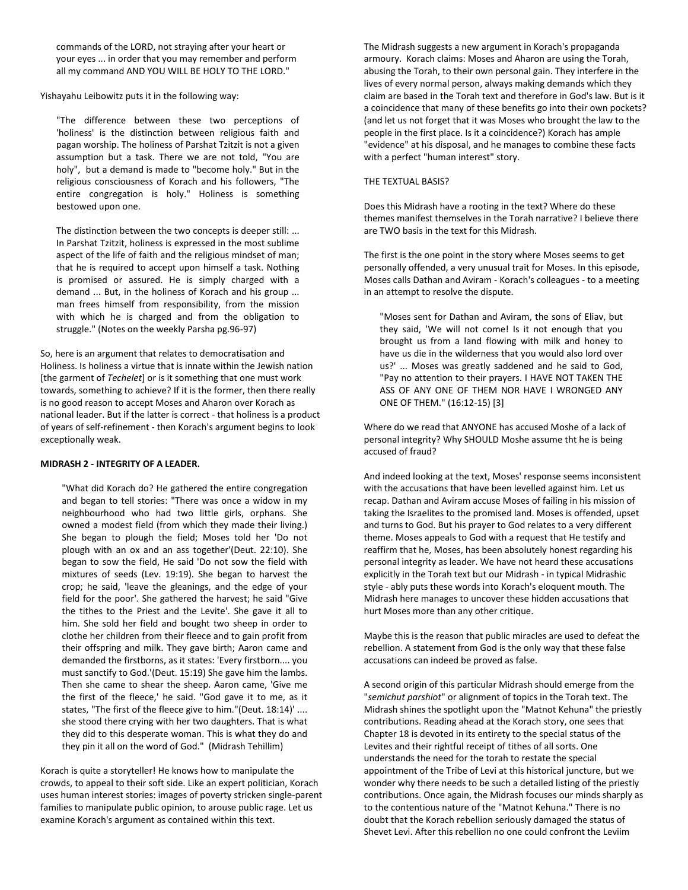> commands of the LORD, not straying after your heart or your eyes ... in order that you may remember and perform all my command AND YOU WILL BE HOLY TO THE LORD."

Yishayahu Leibowitz puts it in the following way:

> "The difference between these two perceptions of 'holiness' is the distinction between religious faith and pagan worship. The holiness of Parshat Tzitzit is not a given assumption but a task. There we are not told, "You are holy", but a demand is made to "become holy." But in the religious consciousness of Korach and his followers, "The entire congregation is holy." Holiness is something bestowed upon one.
>
> The distinction between the two concepts is deeper still: ... In Parshat Tzitzit, holiness is expressed in the most sublime aspect of the life of faith and the religious mindset of man; that he is required to accept upon himself a task. Nothing is promised or assured. He is simply charged with a demand ... But, in the holiness of Korach and his group ... man frees himself from responsibility, from the mission with which he is charged and from the obligation to struggle." (Notes on the weekly Parsha pg.96-97)

So, here is an argument that relates to democratisation and Holiness. Is holiness a virtue that is innate within the Jewish nation [the garment of *Techelet*] or is it something that one must work towards, something to achieve? If it is the former, then there really is no good reason to accept Moses and Aharon over Korach as national leader. But if the latter is correct - that holiness is a product of years of self-refinement - then Korach's argument begins to look exceptionally weak.

**MIDRASH 2 - INTEGRITY OF A LEADER.**

> "What did Korach do? He gathered the entire congregation and began to tell stories: "There was once a widow in my neighbourhood who had two little girls, orphans. She owned a modest field (from which they made their living.) She began to plough the field; Moses told her 'Do not plough with an ox and an ass together'(Deut. 22:10). She began to sow the field, He said 'Do not sow the field with mixtures of seeds (Lev. 19:19). She began to harvest the crop; he said, 'leave the gleanings, and the edge of your field for the poor'. She gathered the harvest; he said "Give the tithes to the Priest and the Levite'. She gave it all to him. She sold her field and bought two sheep in order to clothe her children from their fleece and to gain profit from their offspring and milk. They gave birth; Aaron came and demanded the firstborns, as it states: 'Every firstborn.... you must sanctify to God.'(Deut. 15:19) She gave him the lambs. Then she came to shear the sheep. Aaron came, 'Give me the first of the fleece,' he said. "God gave it to me, as it states, "The first of the fleece give to him."(Deut. 18:14)' .... she stood there crying with her two daughters. That is what they did to this desperate woman. This is what they do and they pin it all on the word of God." (Midrash Tehillim)

Korach is quite a storyteller! He knows how to manipulate the crowds, to appeal to their soft side. Like an expert politician, Korach uses human interest stories: images of poverty stricken single-parent families to manipulate public opinion, to arouse public rage. Let us examine Korach's argument as contained within this text.

The Midrash suggests a new argument in Korach's propaganda armoury. Korach claims: Moses and Aharon are using the Torah, abusing the Torah, to their own personal gain. They interfere in the lives of every normal person, always making demands which they claim are based in the Torah text and therefore in God's law. But is it a coincidence that many of these benefits go into their own pockets? (and let us not forget that it was Moses who brought the law to the people in the first place. Is it a coincidence?) Korach has ample "evidence" at his disposal, and he manages to combine these facts with a perfect "human interest" story.

THE TEXTUAL BASIS?

Does this Midrash have a rooting in the text? Where do these themes manifest themselves in the Torah narrative? I believe there are TWO basis in the text for this Midrash.

The first is the one point in the story where Moses seems to get personally offended, a very unusual trait for Moses. In this episode, Moses calls Dathan and Aviram - Korach's colleagues - to a meeting in an attempt to resolve the dispute.

> "Moses sent for Dathan and Aviram, the sons of Eliav, but they said, 'We will not come! Is it not enough that you brought us from a land flowing with milk and honey to have us die in the wilderness that you would also lord over us?' ... Moses was greatly saddened and he said to God, "Pay no attention to their prayers. I HAVE NOT TAKEN THE ASS OF ANY ONE OF THEM NOR HAVE I WRONGED ANY ONE OF THEM." (16:12-15) [3]

Where do we read that ANYONE has accused Moshe of a lack of personal integrity? Why SHOULD Moshe assume tht he is being accused of fraud?

And indeed looking at the text, Moses' response seems inconsistent with the accusations that have been levelled against him. Let us recap. Dathan and Aviram accuse Moses of failing in his mission of taking the Israelites to the promised land. Moses is offended, upset and turns to God. But his prayer to God relates to a very different theme. Moses appeals to God with a request that He testify and reaffirm that he, Moses, has been absolutely honest regarding his personal integrity as leader. We have not heard these accusations explicitly in the Torah text but our Midrash - in typical Midrashic style - ably puts these words into Korach's eloquent mouth. The Midrash here manages to uncover these hidden accusations that hurt Moses more than any other critique.

Maybe this is the reason that public miracles are used to defeat the rebellion. A statement from God is the only way that these false accusations can indeed be proved as false.

A second origin of this particular Midrash should emerge from the "*semichut parshiot*" or alignment of topics in the Torah text. The Midrash shines the spotlight upon the "Matnot Kehuna" the priestly contributions. Reading ahead at the Korach story, one sees that Chapter 18 is devoted in its entirety to the special status of the Levites and their rightful receipt of tithes of all sorts. One understands the need for the torah to restate the special appointment of the Tribe of Levi at this historical juncture, but we wonder why there needs to be such a detailed listing of the priestly contributions. Once again, the Midrash focuses our minds sharply as to the contentious nature of the "Matnot Kehuna." There is no doubt that the Korach rebellion seriously damaged the status of Shevet Levi. After this rebellion no one could confront the Leviim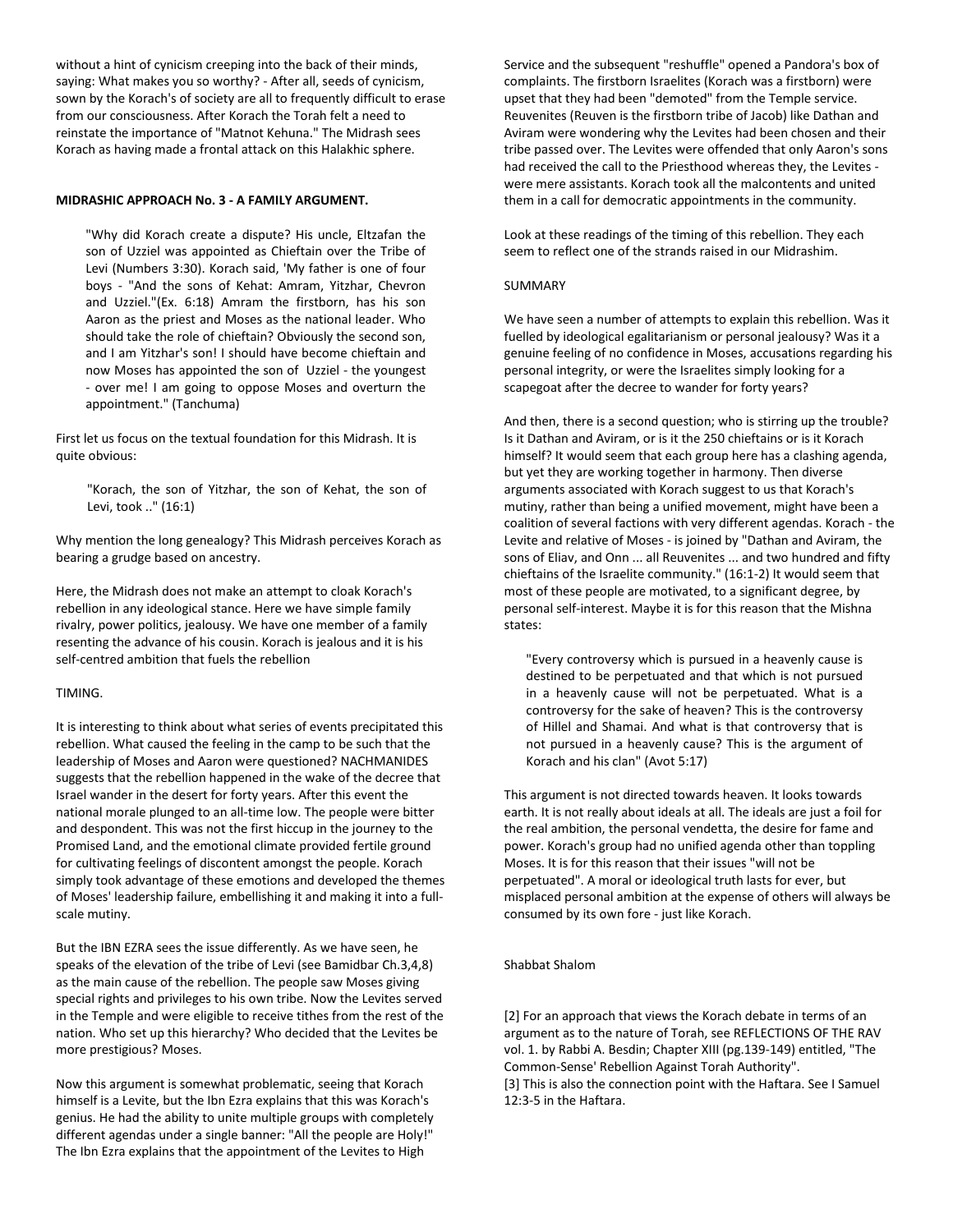without a hint of cynicism creeping into the back of their minds, saying: What makes you so worthy? - After all, seeds of cynicism, sown by the Korach's of society are all to frequently difficult to erase from our consciousness. After Korach the Torah felt a need to reinstate the importance of "Matnot Kehuna." The Midrash sees Korach as having made a frontal attack on this Halakhic sphere.

**MIDRASHIC APPROACH No. 3 - A FAMILY ARGUMENT.**

> "Why did Korach create a dispute? His uncle, Eltzafan the son of Uzziel was appointed as Chieftain over the Tribe of Levi (Numbers 3:30). Korach said, 'My father is one of four boys - "And the sons of Kehat: Amram, Yitzhar, Chevron and Uzziel."(Ex. 6:18) Amram the firstborn, has his son Aaron as the priest and Moses as the national leader. Who should take the role of chieftain? Obviously the second son, and I am Yitzhar's son! I should have become chieftain and now Moses has appointed the son of Uzziel - the youngest - over me! I am going to oppose Moses and overturn the appointment." (Tanchuma)

First let us focus on the textual foundation for this Midrash. It is quite obvious:

> "Korach, the son of Yitzhar, the son of Kehat, the son of Levi, took .." (16:1)

Why mention the long genealogy? This Midrash perceives Korach as bearing a grudge based on ancestry.

Here, the Midrash does not make an attempt to cloak Korach's rebellion in any ideological stance. Here we have simple family rivalry, power politics, jealousy. We have one member of a family resenting the advance of his cousin. Korach is jealous and it is his self-centred ambition that fuels the rebellion

TIMING.

It is interesting to think about what series of events precipitated this rebellion. What caused the feeling in the camp to be such that the leadership of Moses and Aaron were questioned? NACHMANIDES suggests that the rebellion happened in the wake of the decree that Israel wander in the desert for forty years. After this event the national morale plunged to an all-time low. The people were bitter and despondent. This was not the first hiccup in the journey to the Promised Land, and the emotional climate provided fertile ground for cultivating feelings of discontent amongst the people. Korach simply took advantage of these emotions and developed the themes of Moses' leadership failure, embellishing it and making it into a full-scale mutiny.

But the IBN EZRA sees the issue differently. As we have seen, he speaks of the elevation of the tribe of Levi (see Bamidbar Ch.3,4,8) as the main cause of the rebellion. The people saw Moses giving special rights and privileges to his own tribe. Now the Levites served in the Temple and were eligible to receive tithes from the rest of the nation. Who set up this hierarchy? Who decided that the Levites be more prestigious? Moses.

Now this argument is somewhat problematic, seeing that Korach himself is a Levite, but the Ibn Ezra explains that this was Korach's genius. He had the ability to unite multiple groups with completely different agendas under a single banner: "All the people are Holy!" The Ibn Ezra explains that the appointment of the Levites to High Service and the subsequent "reshuffle" opened a Pandora's box of complaints. The firstborn Israelites (Korach was a firstborn) were upset that they had been "demoted" from the Temple service. Reuvenites (Reuven is the firstborn tribe of Jacob) like Dathan and Aviram were wondering why the Levites had been chosen and their tribe passed over. The Levites were offended that only Aaron's sons had received the call to the Priesthood whereas they, the Levites - were mere assistants. Korach took all the malcontents and united them in a call for democratic appointments in the community.

Look at these readings of the timing of this rebellion. They each seem to reflect one of the strands raised in our Midrashim.

SUMMARY

We have seen a number of attempts to explain this rebellion. Was it fuelled by ideological egalitarianism or personal jealousy? Was it a genuine feeling of no confidence in Moses, accusations regarding his personal integrity, or were the Israelites simply looking for a scapegoat after the decree to wander for forty years?

And then, there is a second question; who is stirring up the trouble? Is it Dathan and Aviram, or is it the 250 chieftains or is it Korach himself? It would seem that each group here has a clashing agenda, but yet they are working together in harmony. Then diverse arguments associated with Korach suggest to us that Korach's mutiny, rather than being a unified movement, might have been a coalition of several factions with very different agendas. Korach - the Levite and relative of Moses - is joined by "Dathan and Aviram, the sons of Eliav, and Onn ... all Reuvenites ... and two hundred and fifty chieftains of the Israelite community." (16:1-2) It would seem that most of these people are motivated, to a significant degree, by personal self-interest. Maybe it is for this reason that the Mishna states:

> "Every controversy which is pursued in a heavenly cause is destined to be perpetuated and that which is not pursued in a heavenly cause will not be perpetuated. What is a controversy for the sake of heaven? This is the controversy of Hillel and Shamai. And what is that controversy that is not pursued in a heavenly cause? This is the argument of Korach and his clan" (Avot 5:17)

This argument is not directed towards heaven. It looks towards earth. It is not really about ideals at all. The ideals are just a foil for the real ambition, the personal vendetta, the desire for fame and power. Korach's group had no unified agenda other than toppling Moses. It is for this reason that their issues "will not be perpetuated". A moral or ideological truth lasts for ever, but misplaced personal ambition at the expense of others will always be consumed by its own fore - just like Korach.

Shabbat Shalom

[2] For an approach that views the Korach debate in terms of an argument as to the nature of Torah, see REFLECTIONS OF THE RAV vol. 1. by Rabbi A. Besdin; Chapter XIII (pg.139-149) entitled, "The Common-Sense' Rebellion Against Torah Authority".

[3] This is also the connection point with the Haftara. See I Samuel 12:3-5 in the Haftara.